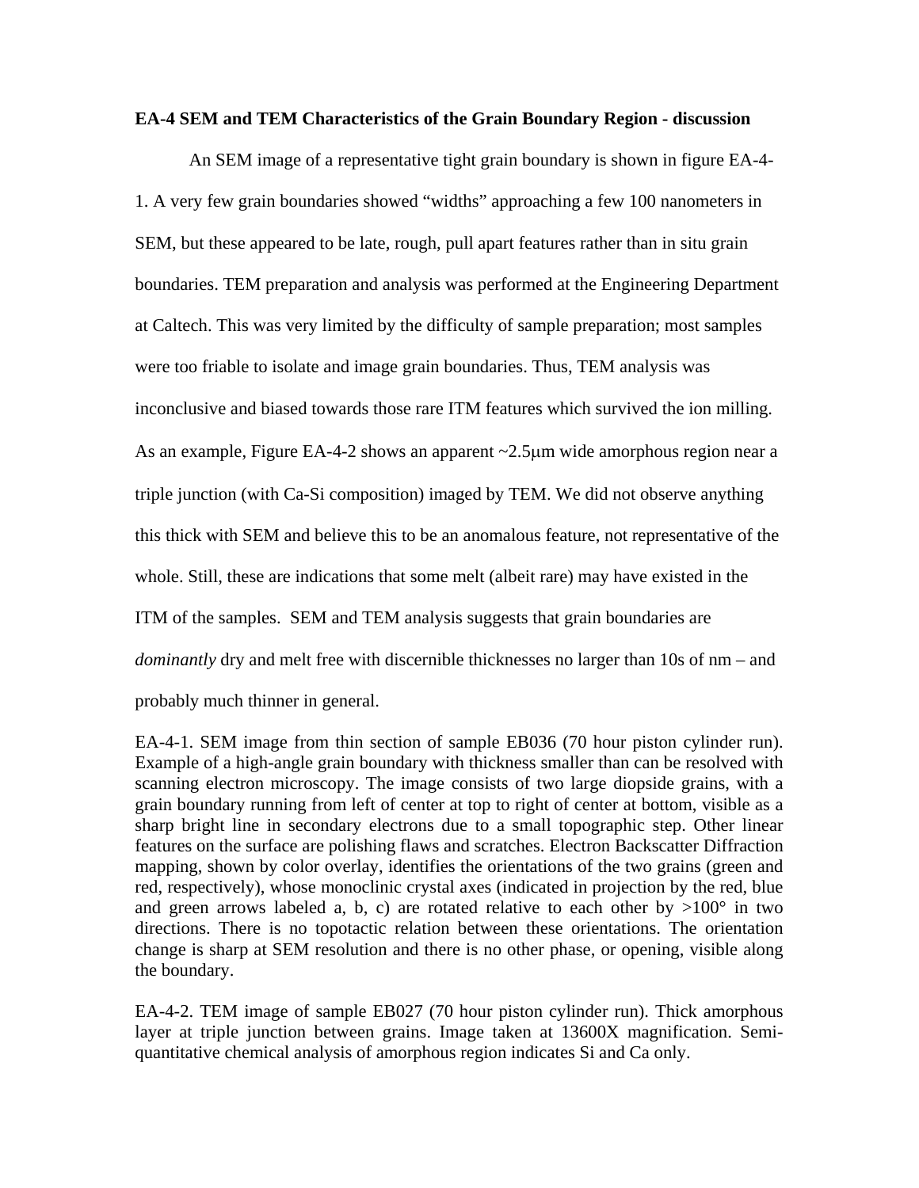**EA-4 SEM and TEM Characteristics of the Grain Boundary Region - discussion**

An SEM image of a representative tight grain boundary is shown in figure EA-4-1. A very few grain boundaries showed "widths" approaching a few 100 nanometers in SEM, but these appeared to be late, rough, pull apart features rather than in situ grain boundaries. TEM preparation and analysis was performed at the Engineering Department at Caltech. This was very limited by the difficulty of sample preparation; most samples were too friable to isolate and image grain boundaries. Thus, TEM analysis was inconclusive and biased towards those rare ITM features which survived the ion milling. As an example, Figure EA-4-2 shows an apparent ~2.5μm wide amorphous region near a triple junction (with Ca-Si composition) imaged by TEM. We did not observe anything this thick with SEM and believe this to be an anomalous feature, not representative of the whole. Still, these are indications that some melt (albeit rare) may have existed in the ITM of the samples. SEM and TEM analysis suggests that grain boundaries are *dominantly* dry and melt free with discernible thicknesses no larger than 10s of nm – and probably much thinner in general.

EA-4-1. SEM image from thin section of sample EB036 (70 hour piston cylinder run). Example of a high-angle grain boundary with thickness smaller than can be resolved with scanning electron microscopy. The image consists of two large diopside grains, with a grain boundary running from left of center at top to right of center at bottom, visible as a sharp bright line in secondary electrons due to a small topographic step. Other linear features on the surface are polishing flaws and scratches. Electron Backscatter Diffraction mapping, shown by color overlay, identifies the orientations of the two grains (green and red, respectively), whose monoclinic crystal axes (indicated in projection by the red, blue and green arrows labeled a, b, c) are rotated relative to each other by >100° in two directions. There is no topotactic relation between these orientations. The orientation change is sharp at SEM resolution and there is no other phase, or opening, visible along the boundary.

EA-4-2. TEM image of sample EB027 (70 hour piston cylinder run). Thick amorphous layer at triple junction between grains. Image taken at 13600X magnification. Semi-quantitative chemical analysis of amorphous region indicates Si and Ca only.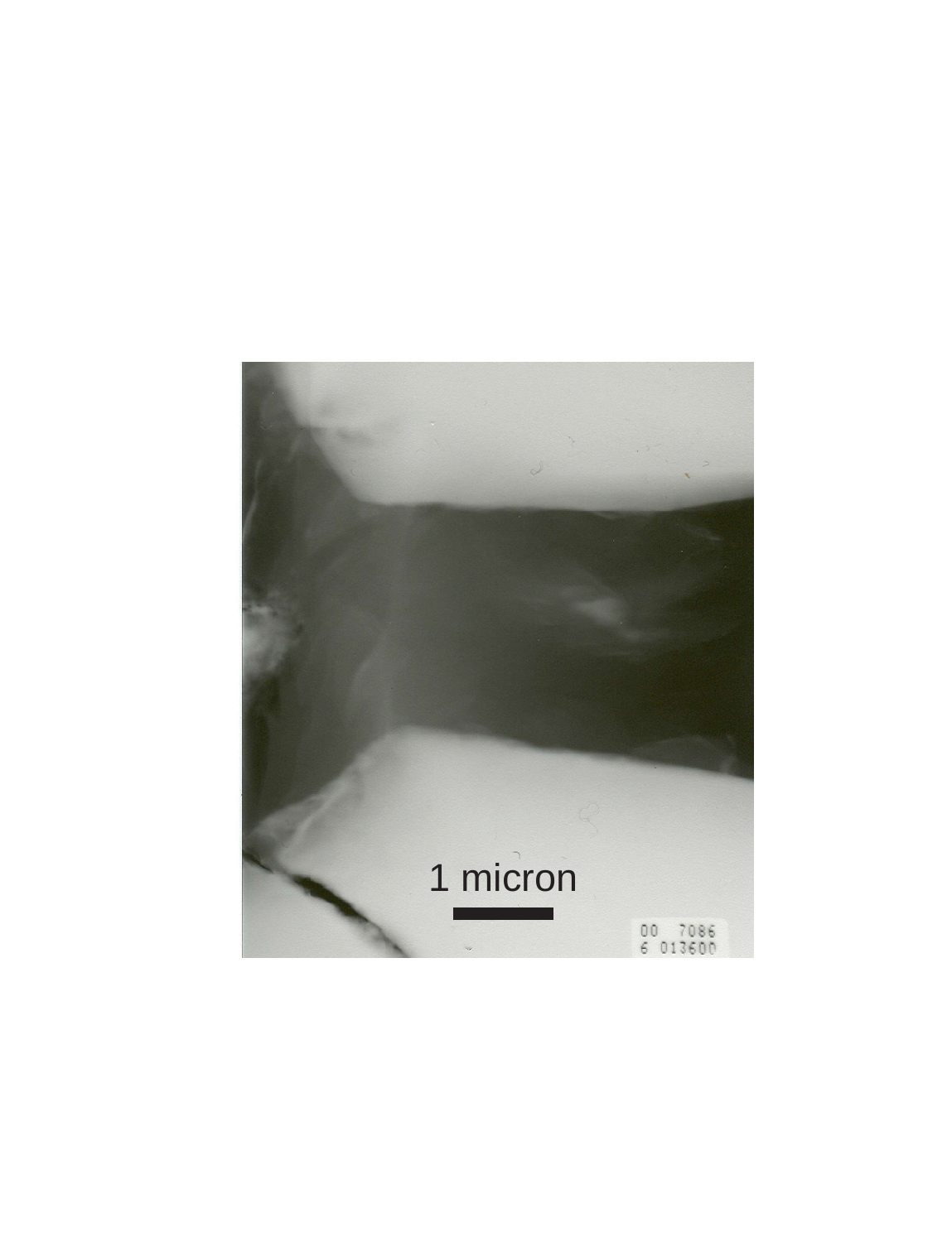1 micron

00 7086
6 013600